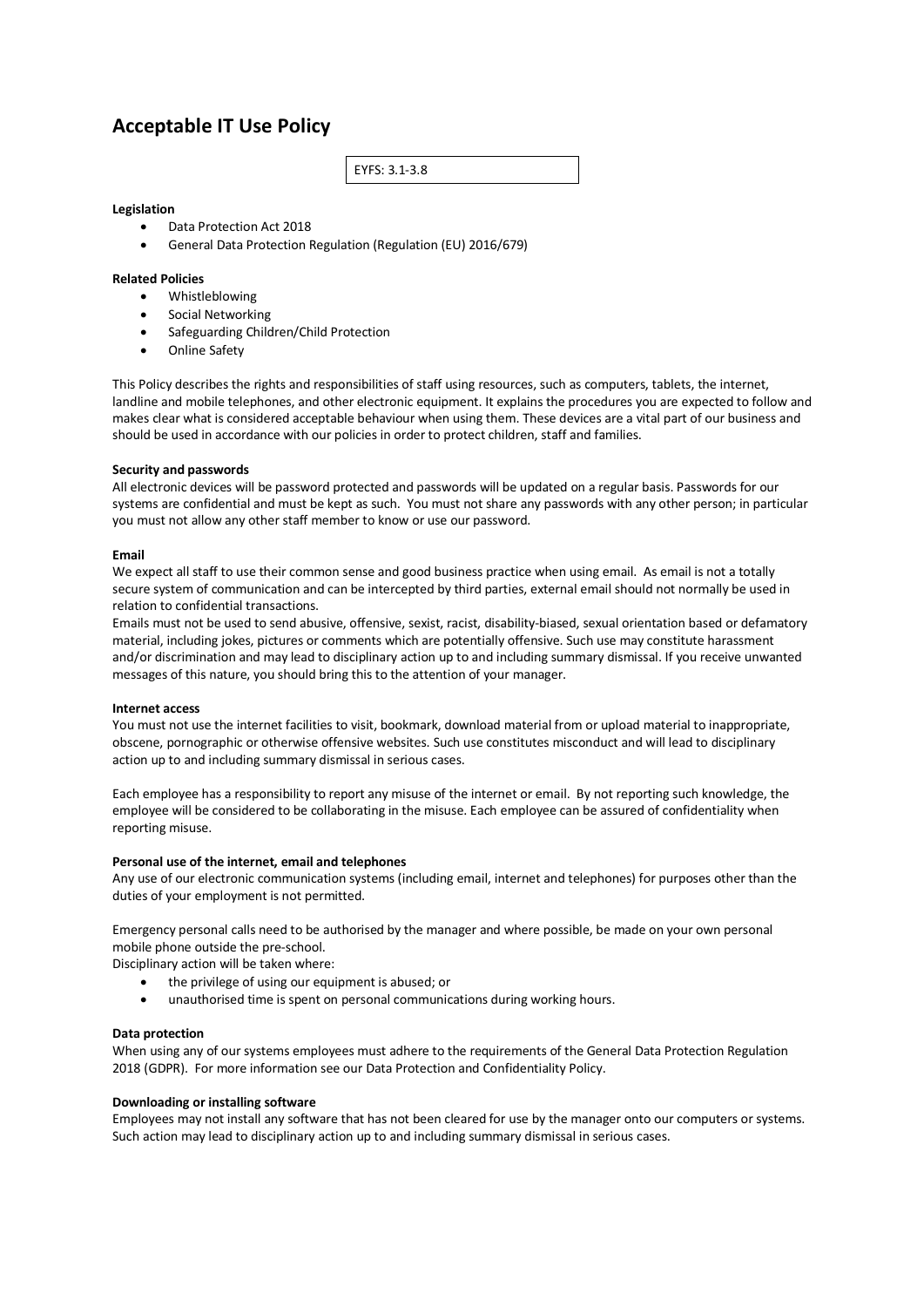# Acceptable IT Use Policy

EYFS: 3.1-3.8

**Legislation**

- Data Protection Act 2018
- General Data Protection Regulation (Regulation (EU) 2016/679)

**Related Policies**

- Whistleblowing
- Social Networking
- Safeguarding Children/Child Protection
- Online Safety

This Policy describes the rights and responsibilities of staff using resources, such as computers, tablets, the internet, landline and mobile telephones, and other electronic equipment. It explains the procedures you are expected to follow and makes clear what is considered acceptable behaviour when using them. These devices are a vital part of our business and should be used in accordance with our policies in order to protect children, staff and families.

**Security and passwords**

All electronic devices will be password protected and passwords will be updated on a regular basis. Passwords for our systems are confidential and must be kept as such. You must not share any passwords with any other person; in particular you must not allow any other staff member to know or use our password.

**Email**

We expect all staff to use their common sense and good business practice when using email. As email is not a totally secure system of communication and can be intercepted by third parties, external email should not normally be used in relation to confidential transactions.

Emails must not be used to send abusive, offensive, sexist, racist, disability-biased, sexual orientation based or defamatory material, including jokes, pictures or comments which are potentially offensive. Such use may constitute harassment and/or discrimination and may lead to disciplinary action up to and including summary dismissal. If you receive unwanted messages of this nature, you should bring this to the attention of your manager.

**Internet access**

You must not use the internet facilities to visit, bookmark, download material from or upload material to inappropriate, obscene, pornographic or otherwise offensive websites. Such use constitutes misconduct and will lead to disciplinary action up to and including summary dismissal in serious cases.

Each employee has a responsibility to report any misuse of the internet or email. By not reporting such knowledge, the employee will be considered to be collaborating in the misuse. Each employee can be assured of confidentiality when reporting misuse.

**Personal use of the internet, email and telephones**

Any use of our electronic communication systems (including email, internet and telephones) for purposes other than the duties of your employment is not permitted.

Emergency personal calls need to be authorised by the manager and where possible, be made on your own personal mobile phone outside the pre-school.

Disciplinary action will be taken where:

- the privilege of using our equipment is abused; or
- unauthorised time is spent on personal communications during working hours.

**Data protection**

When using any of our systems employees must adhere to the requirements of the General Data Protection Regulation 2018 (GDPR). For more information see our Data Protection and Confidentiality Policy.

**Downloading or installing software**

Employees may not install any software that has not been cleared for use by the manager onto our computers or systems. Such action may lead to disciplinary action up to and including summary dismissal in serious cases.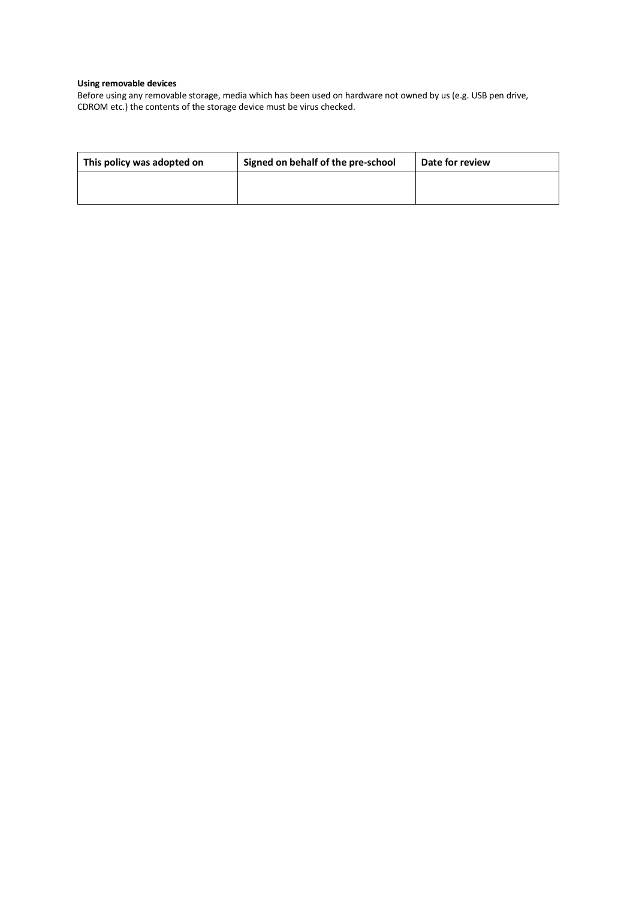**Using removable devices**

Before using any removable storage, media which has been used on hardware not owned by us (e.g. USB pen drive, CDROM etc.) the contents of the storage device must be virus checked.

| This policy was adopted on | Signed on behalf of the pre-school | Date for review |
| --- | --- | --- |
| | | |